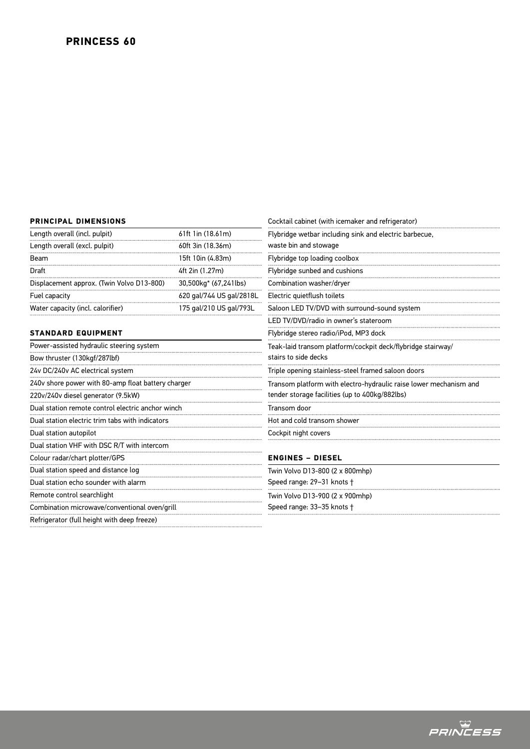# PRINCESS 60

## PRINCIPAL DIMENSIONS

| | |
|---|---|
| Length overall (incl. pulpit) | 61ft 1in (18.61m) |
| Length overall (excl. pulpit) | 60ft 3in (18.36m) |
| Beam | 15ft 10in (4.83m) |
| Draft | 4ft 2in (1.27m) |
| Displacement approx. (Twin Volvo D13-800) | 30,500kg* (67,241lbs) |
| Fuel capacity | 620 gal/744 US gal/2818L |
| Water capacity (incl. calorifier) | 175 gal/210 US gal/793L |

## STANDARD EQUIPMENT

- Power-assisted hydraulic steering system
- Bow thruster (130kgf/287lbf)
- 24v DC/240v AC electrical system
- 240v shore power with 80-amp float battery charger
- 220v/240v diesel generator (9.5kW)
- Dual station remote control electric anchor winch
- Dual station electric trim tabs with indicators
- Dual station autopilot
- Dual station VHF with DSC R/T with intercom
- Colour radar/chart plotter/GPS
- Dual station speed and distance log
- Dual station echo sounder with alarm
- Remote control searchlight
- Combination microwave/conventional oven/grill
- Refrigerator (full height with deep freeze)
- Cocktail cabinet (with icemaker and refrigerator)
- Flybridge wetbar including sink and electric barbecue, waste bin and stowage
- Flybridge top loading coolbox
- Flybridge sunbed and cushions
- Combination washer/dryer
- Electric quietflush toilets
- Saloon LED TV/DVD with surround-sound system
- LED TV/DVD/radio in owner's stateroom
- Flybridge stereo radio/iPod, MP3 dock
- Teak-laid transom platform/cockpit deck/flybridge stairway/ stairs to side decks
- Triple opening stainless-steel framed saloon doors
- Transom platform with electro-hydraulic raise lower mechanism and tender storage facilities (up to 400kg/882lbs)
- Transom door
- Hot and cold transom shower
- Cockpit night covers

## ENGINES – DIESEL

- Twin Volvo D13-800 (2 x 800mhp)
  Speed range: 29–31 knots †
- Twin Volvo D13-900 (2 x 900mhp)
  Speed range: 33–35 knots †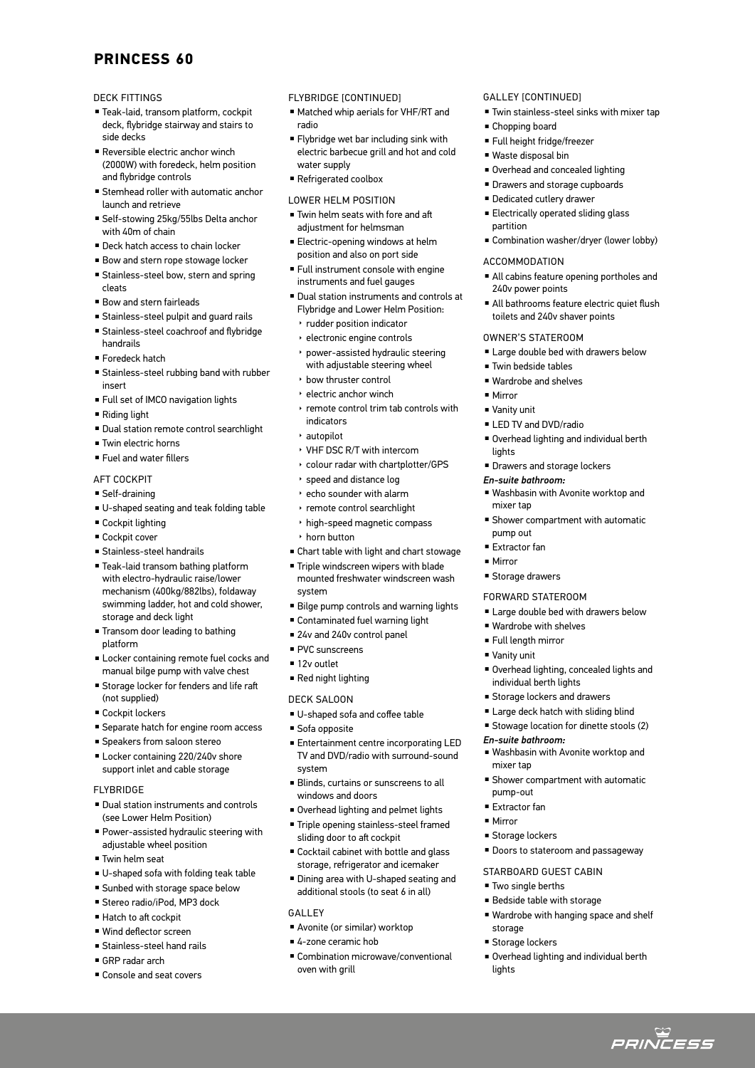# PRINCESS 60

## DECK FITTINGS

- Teak-laid, transom platform, cockpit deck, flybridge stairway and stairs to side decks
- Reversible electric anchor winch (2000W) with foredeck, helm position and flybridge controls
- Stemhead roller with automatic anchor launch and retrieve
- Self-stowing 25kg/55lbs Delta anchor with 40m of chain
- Deck hatch access to chain locker
- Bow and stern rope stowage locker
- Stainless-steel bow, stern and spring cleats
- Bow and stern fairleads
- Stainless-steel pulpit and guard rails
- Stainless-steel coachroof and flybridge handrails
- Foredeck hatch
- Stainless-steel rubbing band with rubber insert
- Full set of IMCO navigation lights
- Riding light
- Dual station remote control searchlight
- Twin electric horns
- Fuel and water fillers

## AFT COCKPIT

- Self-draining
- U-shaped seating and teak folding table
- Cockpit lighting
- Cockpit cover
- Stainless-steel handrails
- Teak-laid transom bathing platform with electro-hydraulic raise/lower mechanism (400kg/882lbs), foldaway swimming ladder, hot and cold shower, storage and deck light
- Transom door leading to bathing platform
- Locker containing remote fuel cocks and manual bilge pump with valve chest
- Storage locker for fenders and life raft (not supplied)
- Cockpit lockers
- Separate hatch for engine room access
- Speakers from saloon stereo
- Locker containing 220/240v shore support inlet and cable storage

## FLYBRIDGE

- Dual station instruments and controls (see Lower Helm Position)
- Power-assisted hydraulic steering with adjustable wheel position
- Twin helm seat
- U-shaped sofa with folding teak table
- Sunbed with storage space below
- Stereo radio/iPod, MP3 dock
- Hatch to aft cockpit
- Wind deflector screen
- Stainless-steel hand rails
- GRP radar arch
- Console and seat covers

## FLYBRIDGE [CONTINUED]

- Matched whip aerials for VHF/RT and radio
- Flybridge wet bar including sink with electric barbecue grill and hot and cold water supply
- Refrigerated coolbox

## LOWER HELM POSITION

- Twin helm seats with fore and aft adjustment for helmsman
- Electric-opening windows at helm position and also on port side
- Full instrument console with engine instruments and fuel gauges
- Dual station instruments and controls at Flybridge and Lower Helm Position:
  - rudder position indicator
  - electronic engine controls
  - power-assisted hydraulic steering with adjustable steering wheel
  - bow thruster control
  - electric anchor winch
  - remote control trim tab controls with indicators
  - autopilot
  - VHF DSC R/T with intercom
  - colour radar with chartplotter/GPS
  - speed and distance log
  - echo sounder with alarm
  - remote control searchlight
  - high-speed magnetic compass
  - horn button
- Chart table with light and chart stowage
- Triple windscreen wipers with blade mounted freshwater windscreen wash system
- Bilge pump controls and warning lights
- Contaminated fuel warning light
- 24v and 240v control panel
- PVC sunscreens
- 12v outlet
- Red night lighting

## DECK SALOON

- U-shaped sofa and coffee table
- Sofa opposite
- Entertainment centre incorporating LED TV and DVD/radio with surround-sound system
- Blinds, curtains or sunscreens to all windows and doors
- Overhead lighting and pelmet lights
- Triple opening stainless-steel framed sliding door to aft cockpit
- Cocktail cabinet with bottle and glass storage, refrigerator and icemaker
- Dining area with U-shaped seating and additional stools (to seat 6 in all)

## GALLEY

- Avonite (or similar) worktop
- 4-zone ceramic hob
- Combination microwave/conventional oven with grill

## GALLEY [CONTINUED]

- Twin stainless-steel sinks with mixer tap
- Chopping board
- Full height fridge/freezer
- Waste disposal bin
- Overhead and concealed lighting
- Drawers and storage cupboards
- Dedicated cutlery drawer
- Electrically operated sliding glass partition
- Combination washer/dryer (lower lobby)

## ACCOMMODATION

- All cabins feature opening portholes and 240v power points
- All bathrooms feature electric quiet flush toilets and 240v shaver points

## OWNER'S STATEROOM

- Large double bed with drawers below
- Twin bedside tables
- Wardrobe and shelves
- Mirror
- Vanity unit
- LED TV and DVD/radio
- Overhead lighting and individual berth lights
- Drawers and storage lockers

***En-suite bathroom:***

- Washbasin with Avonite worktop and mixer tap
- Shower compartment with automatic pump out
- Extractor fan
- Mirror
- Storage drawers

## FORWARD STATEROOM

- Large double bed with drawers below
- Wardrobe with shelves
- Full length mirror
- Vanity unit
- Overhead lighting, concealed lights and individual berth lights
- Storage lockers and drawers
- Large deck hatch with sliding blind
- Stowage location for dinette stools (2)

***En-suite bathroom:***

- Washbasin with Avonite worktop and mixer tap
- Shower compartment with automatic pump-out
- Extractor fan
- Mirror
- Storage lockers
- Doors to stateroom and passageway

## STARBOARD GUEST CABIN

- Two single berths
- Bedside table with storage
- Wardrobe with hanging space and shelf storage
- Storage lockers
- Overhead lighting and individual berth lights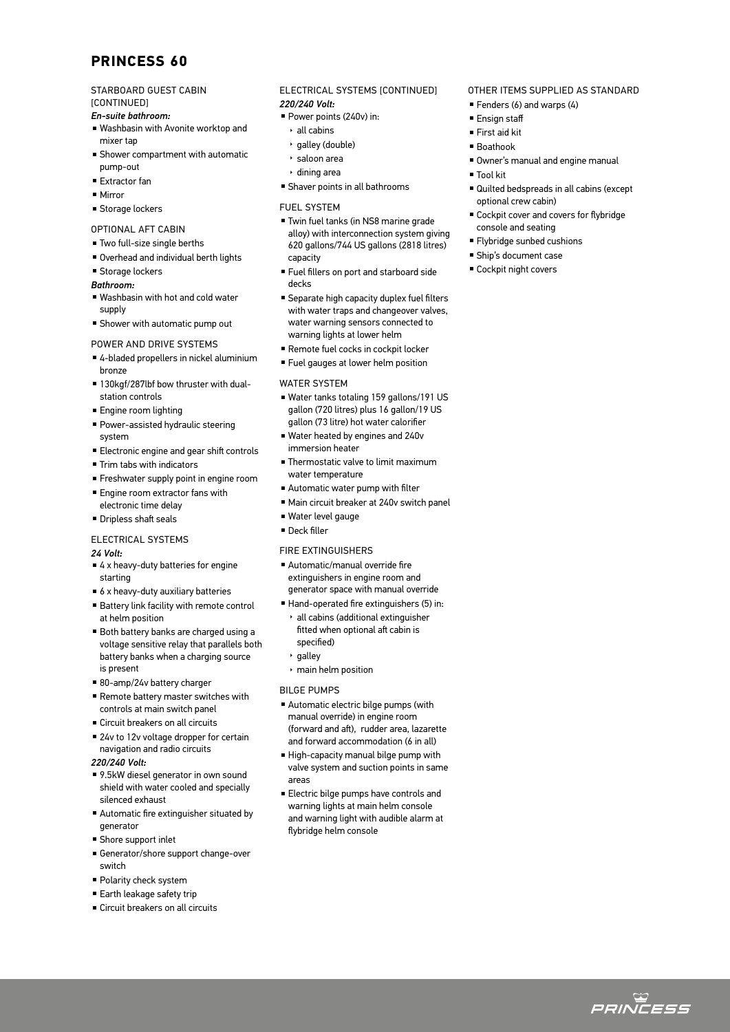# PRINCESS 60

## STARBOARD GUEST CABIN [CONTINUED]

***En-suite bathroom:***

- Washbasin with Avonite worktop and mixer tap
- Shower compartment with automatic pump-out
- Extractor fan
- Mirror
- Storage lockers

## OPTIONAL AFT CABIN

- Two full-size single berths
- Overhead and individual berth lights
- Storage lockers

***Bathroom:***

- Washbasin with hot and cold water supply
- Shower with automatic pump out

## POWER AND DRIVE SYSTEMS

- 4-bladed propellers in nickel aluminium bronze
- 130kgf/287lbf bow thruster with dual-station controls
- Engine room lighting
- Power-assisted hydraulic steering system
- Electronic engine and gear shift controls
- Trim tabs with indicators
- Freshwater supply point in engine room
- Engine room extractor fans with electronic time delay
- Dripless shaft seals

## ELECTRICAL SYSTEMS

***24 Volt:***

- 4 x heavy-duty batteries for engine starting
- 6 x heavy-duty auxiliary batteries
- Battery link facility with remote control at helm position
- Both battery banks are charged using a voltage sensitive relay that parallels both battery banks when a charging source is present
- 80-amp/24v battery charger
- Remote battery master switches with controls at main switch panel
- Circuit breakers on all circuits
- 24v to 12v voltage dropper for certain navigation and radio circuits

***220/240 Volt:***

- 9.5kW diesel generator in own sound shield with water cooled and specially silenced exhaust
- Automatic fire extinguisher situated by generator
- Shore support inlet
- Generator/shore support change-over switch
- Polarity check system
- Earth leakage safety trip
- Circuit breakers on all circuits

## ELECTRICAL SYSTEMS [CONTINUED]

***220/240 Volt:***

- Power points (240v) in:
  - all cabins
  - galley (double)
  - saloon area
  - dining area
- Shaver points in all bathrooms

## FUEL SYSTEM

- Twin fuel tanks (in NS8 marine grade alloy) with interconnection system giving 620 gallons/744 US gallons (2818 litres) capacity
- Fuel fillers on port and starboard side decks
- Separate high capacity duplex fuel filters with water traps and changeover valves, water warning sensors connected to warning lights at lower helm
- Remote fuel cocks in cockpit locker
- Fuel gauges at lower helm position

## WATER SYSTEM

- Water tanks totaling 159 gallons/191 US gallon (720 litres) plus 16 gallon/19 US gallon (73 litre) hot water calorifier
- Water heated by engines and 240v immersion heater
- Thermostatic valve to limit maximum water temperature
- Automatic water pump with filter
- Main circuit breaker at 240v switch panel
- Water level gauge
- Deck filler

## FIRE EXTINGUISHERS

- Automatic/manual override fire extinguishers in engine room and generator space with manual override
- Hand-operated fire extinguishers (5) in:
  - all cabins (additional extinguisher fitted when optional aft cabin is specified)
  - galley
  - main helm position

## BILGE PUMPS

- Automatic electric bilge pumps (with manual override) in engine room (forward and aft), rudder area, lazarette and forward accommodation (6 in all)
- High-capacity manual bilge pump with valve system and suction points in same areas
- Electric bilge pumps have controls and warning lights at main helm console and warning light with audible alarm at flybridge helm console

## OTHER ITEMS SUPPLIED AS STANDARD

- Fenders (6) and warps (4)
- Ensign staff
- First aid kit
- Boathook
- Owner's manual and engine manual
- Tool kit
- Quilted bedspreads in all cabins (except optional crew cabin)
- Cockpit cover and covers for flybridge console and seating
- Flybridge sunbed cushions
- Ship's document case
- Cockpit night covers